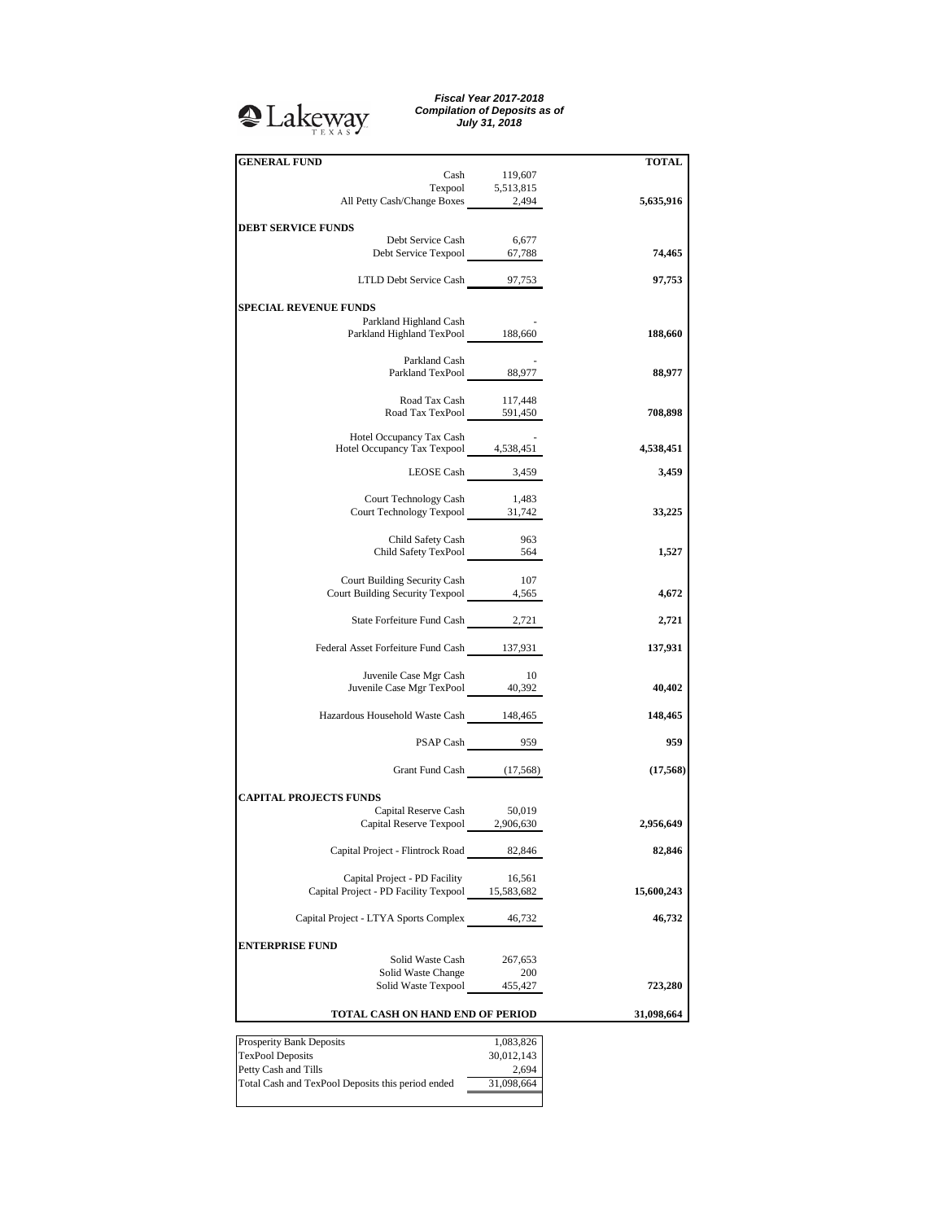Lakeway TEXAS

***Fiscal Year 2017-2018***
***Compilation of Deposits as of***
***July 31, 2018***

| **GENERAL FUND** | | **TOTAL** |
|---|---|---|
| Cash | 119,607 | |
| Texpool | 5,513,815 | |
| All Petty Cash/Change Boxes | 2,494 | **5,635,916** |
| **DEBT SERVICE FUNDS** | | |
| Debt Service Cash | 6,677 | |
| Debt Service Texpool | 67,788 | **74,465** |
| LTLD Debt Service Cash | 97,753 | **97,753** |
| **SPECIAL REVENUE FUNDS** | | |
| Parkland Highland Cash | - | |
| Parkland Highland TexPool | 188,660 | **188,660** |
| Parkland Cash | - | |
| Parkland TexPool | 88,977 | **88,977** |
| Road Tax Cash | 117,448 | |
| Road Tax TexPool | 591,450 | **708,898** |
| Hotel Occupancy Tax Cash | - | |
| Hotel Occupancy Tax Texpool | 4,538,451 | **4,538,451** |
| LEOSE Cash | 3,459 | **3,459** |
| Court Technology Cash | 1,483 | |
| Court Technology Texpool | 31,742 | **33,225** |
| Child Safety Cash | 963 | |
| Child Safety TexPool | 564 | **1,527** |
| Court Building Security Cash | 107 | |
| Court Building Security Texpool | 4,565 | **4,672** |
| State Forfeiture Fund Cash | 2,721 | **2,721** |
| Federal Asset Forfeiture Fund Cash | 137,931 | **137,931** |
| Juvenile Case Mgr Cash | 10 | |
| Juvenile Case Mgr TexPool | 40,392 | **40,402** |
| Hazardous Household Waste Cash | 148,465 | **148,465** |
| PSAP Cash | 959 | **959** |
| Grant Fund Cash | (17,568) | **(17,568)** |
| **CAPITAL PROJECTS FUNDS** | | |
| Capital Reserve Cash | 50,019 | |
| Capital Reserve Texpool | 2,906,630 | **2,956,649** |
| Capital Project - Flintrock Road | 82,846 | **82,846** |
| Capital Project - PD Facility | 16,561 | |
| Capital Project - PD Facility Texpool | 15,583,682 | **15,600,243** |
| Capital Project - LTYA Sports Complex | 46,732 | **46,732** |
| **ENTERPRISE FUND** | | |
| Solid Waste Cash | 267,653 | |
| Solid Waste Change | 200 | |
| Solid Waste Texpool | 455,427 | **723,280** |
| **TOTAL CASH ON HAND END OF PERIOD** | | **31,098,664** |

| | |
|---|---|
| Prosperity Bank Deposits | 1,083,826 |
| TexPool Deposits | 30,012,143 |
| Petty Cash and Tills | 2,694 |
| Total Cash and TexPool Deposits this period ended | 31,098,664 |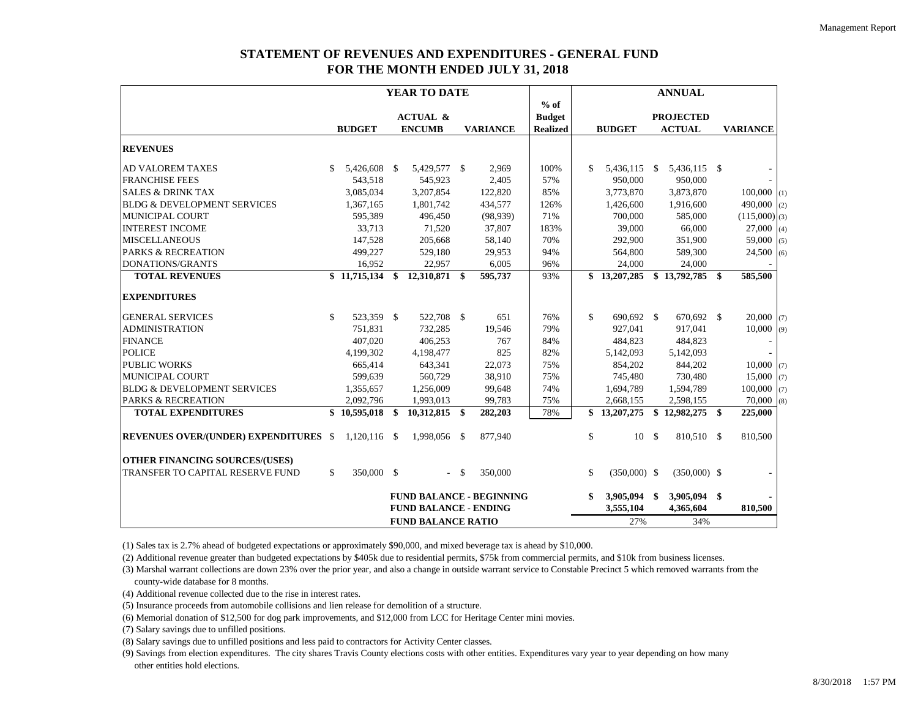# STATEMENT OF REVENUES AND EXPENDITURES - GENERAL FUND
# FOR THE MONTH ENDED JULY 31, 2018

| | YEAR TO DATE | | | | ANNUAL | | | |
|---|---|---|---|---|---|---|---|---|
| | BUDGET | ACTUAL & ENCUMB | VARIANCE | % of Budget Realized | BUDGET | PROJECTED ACTUAL | VARIANCE | |
| **REVENUES** | | | | | | | | |
| AD VALOREM TAXES | $ 5,426,608 | $ 5,429,577 | $ 2,969 | 100% | $ 5,436,115 | $ 5,436,115 | $ - | |
| FRANCHISE FEES | 543,518 | 545,923 | 2,405 | 57% | 950,000 | 950,000 | - | |
| SALES & DRINK TAX | 3,085,034 | 3,207,854 | 122,820 | 85% | 3,773,870 | 3,873,870 | 100,000 | (1) |
| BLDG & DEVELOPMENT SERVICES | 1,367,165 | 1,801,742 | 434,577 | 126% | 1,426,600 | 1,916,600 | 490,000 | (2) |
| MUNICIPAL COURT | 595,389 | 496,450 | (98,939) | 71% | 700,000 | 585,000 | (115,000) | (3) |
| INTEREST INCOME | 33,713 | 71,520 | 37,807 | 183% | 39,000 | 66,000 | 27,000 | (4) |
| MISCELLANEOUS | 147,528 | 205,668 | 58,140 | 70% | 292,900 | 351,900 | 59,000 | (5) |
| PARKS & RECREATION | 499,227 | 529,180 | 29,953 | 94% | 564,800 | 589,300 | 24,500 | (6) |
| DONATIONS/GRANTS | 16,952 | 22,957 | 6,005 | 96% | 24,000 | 24,000 | - | |
| **TOTAL REVENUES** | **$ 11,715,134** | **$ 12,310,871** | **$ 595,737** | 93% | **$ 13,207,285** | **$ 13,792,785** | **$ 585,500** | |
| **EXPENDITURES** | | | | | | | | |
| GENERAL SERVICES | $ 523,359 | $ 522,708 | $ 651 | 76% | $ 690,692 | $ 670,692 | $ 20,000 | (7) |
| ADMINISTRATION | 751,831 | 732,285 | 19,546 | 79% | 927,041 | 917,041 | 10,000 | (9) |
| FINANCE | 407,020 | 406,253 | 767 | 84% | 484,823 | 484,823 | - | |
| POLICE | 4,199,302 | 4,198,477 | 825 | 82% | 5,142,093 | 5,142,093 | - | |
| PUBLIC WORKS | 665,414 | 643,341 | 22,073 | 75% | 854,202 | 844,202 | 10,000 | (7) |
| MUNICIPAL COURT | 599,639 | 560,729 | 38,910 | 75% | 745,480 | 730,480 | 15,000 | (7) |
| BLDG & DEVELOPMENT SERVICES | 1,355,657 | 1,256,009 | 99,648 | 74% | 1,694,789 | 1,594,789 | 100,000 | (7) |
| PARKS & RECREATION | 2,092,796 | 1,993,013 | 99,783 | 75% | 2,668,155 | 2,598,155 | 70,000 | (8) |
| **TOTAL EXPENDITURES** | **$ 10,595,018** | **$ 10,312,815** | **$ 282,203** | 78% | **$ 13,207,275** | **$ 12,982,275** | **$ 225,000** | |
| **REVENUES OVER/(UNDER) EXPENDITURES** | $ 1,120,116 | $ 1,998,056 | $ 877,940 | | $ 10 | $ 810,510 | $ 810,500 | |
| **OTHER FINANCING SOURCES/(USES)** | | | | | | | | |
| TRANSFER TO CAPITAL RESERVE FUND | $ 350,000 | $ - | $ 350,000 | | $ (350,000) | $ (350,000) | $ - | |
| | | **FUND BALANCE - BEGINNING** | | | **$ 3,905,094** | **$ 3,905,094** | **$ -** | |
| | | **FUND BALANCE - ENDING** | | | **3,555,104** | **4,365,604** | **810,500** | |
| | | **FUND BALANCE RATIO** | | | 27% | 34% | | |

(1) Sales tax is 2.7% ahead of budgeted expectations or approximately $90,000, and mixed beverage tax is ahead by $10,000.

(2) Additional revenue greater than budgeted expectations by $405k due to residential permits, $75k from commercial permits, and $10k from business licenses.

(3) Marshal warrant collections are down 23% over the prior year, and also a change in outside warrant service to Constable Precinct 5 which removed warrants from the county-wide database for 8 months.

(4) Additional revenue collected due to the rise in interest rates.

(5) Insurance proceeds from automobile collisions and lien release for demolition of a structure.

(6) Memorial donation of $12,500 for dog park improvements, and $12,000 from LCC for Heritage Center mini movies.

(7) Salary savings due to unfilled positions.

(8) Salary savings due to unfilled positions and less paid to contractors for Activity Center classes.

(9) Savings from election expenditures. The city shares Travis County elections costs with other entities. Expenditures vary year to year depending on how many other entities hold elections.